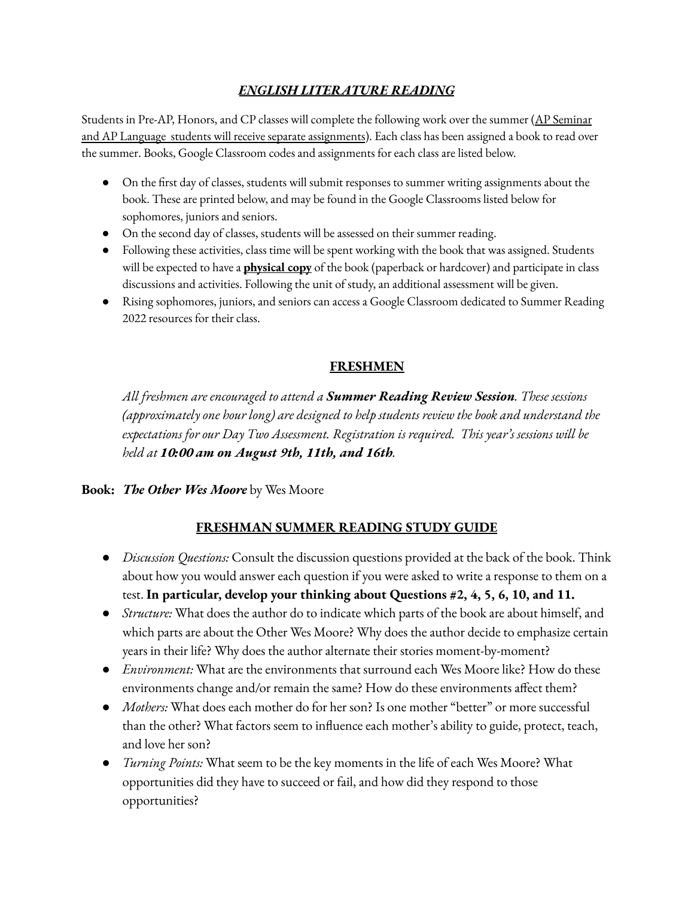# ***ENGLISH LITERATURE READING***

Students in Pre-AP, Honors, and CP classes will complete the following work over the summer (AP Seminar and AP Language students will receive separate assignments). Each class has been assigned a book to read over the summer. Books, Google Classroom codes and assignments for each class are listed below.

- On the first day of classes, students will submit responses to summer writing assignments about the book. These are printed below, and may be found in the Google Classrooms listed below for sophomores, juniors and seniors.
- On the second day of classes, students will be assessed on their summer reading.
- Following these activities, class time will be spent working with the book that was assigned. Students will be expected to have a **physical copy** of the book (paperback or hardcover) and participate in class discussions and activities. Following the unit of study, an additional assessment will be given.
- Rising sophomores, juniors, and seniors can access a Google Classroom dedicated to Summer Reading 2022 resources for their class.

## **FRESHMEN**

*All freshmen are encouraged to attend a **Summer Reading Review Session**. These sessions (approximately one hour long) are designed to help students review the book and understand the expectations for our Day Two Assessment. Registration is required. This year's sessions will be held at **10:00 am on August 9th, 11th, and 16th**.*

**Book:** ***The Other Wes Moore*** by Wes Moore

## **FRESHMAN SUMMER READING STUDY GUIDE**

- *Discussion Questions:* Consult the discussion questions provided at the back of the book. Think about how you would answer each question if you were asked to write a response to them on a test. **In particular, develop your thinking about Questions #2, 4, 5, 6, 10, and 11.**
- *Structure:* What does the author do to indicate which parts of the book are about himself, and which parts are about the Other Wes Moore? Why does the author decide to emphasize certain years in their life? Why does the author alternate their stories moment-by-moment?
- *Environment:* What are the environments that surround each Wes Moore like? How do these environments change and/or remain the same? How do these environments affect them?
- *Mothers:* What does each mother do for her son? Is one mother "better" or more successful than the other? What factors seem to influence each mother's ability to guide, protect, teach, and love her son?
- *Turning Points:* What seem to be the key moments in the life of each Wes Moore? What opportunities did they have to succeed or fail, and how did they respond to those opportunities?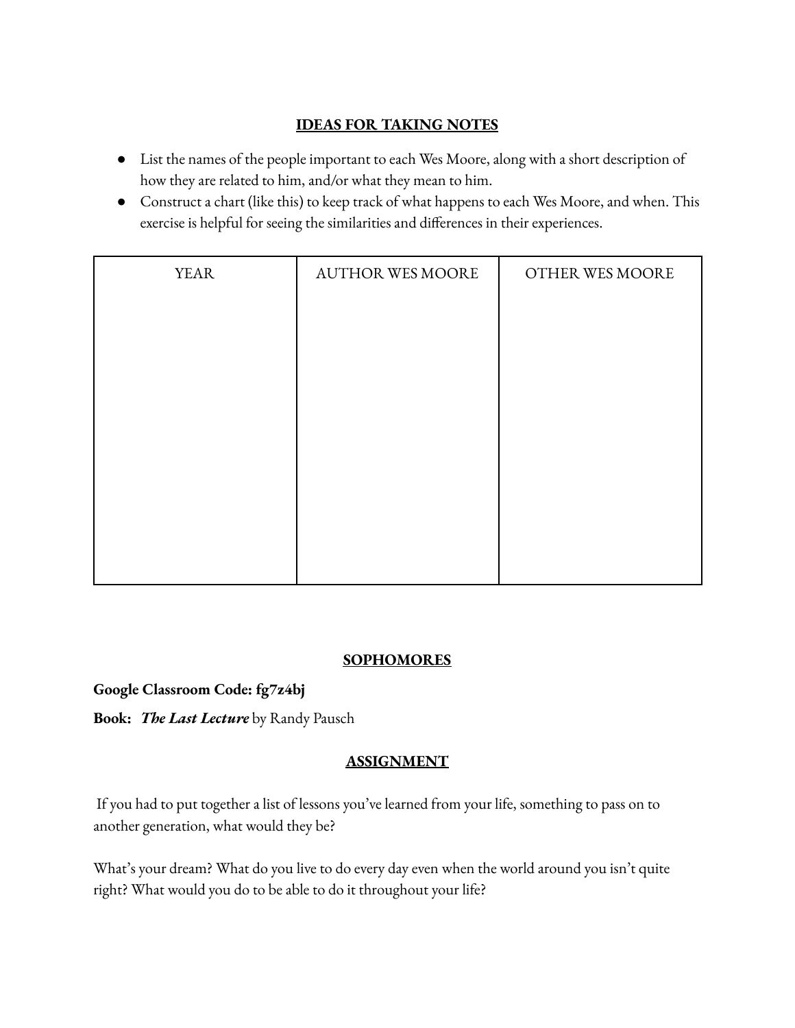## IDEAS FOR TAKING NOTES

- List the names of the people important to each Wes Moore, along with a short description of how they are related to him, and/or what they mean to him.
- Construct a chart (like this) to keep track of what happens to each Wes Moore, and when. This exercise is helpful for seeing the similarities and differences in their experiences.

| YEAR | AUTHOR WES MOORE | OTHER WES MOORE |
| --- | --- | --- |
| | | |

## SOPHOMORES

**Google Classroom Code: fg7z4bj**

**Book:** ***The Last Lecture*** by Randy Pausch

## ASSIGNMENT

If you had to put together a list of lessons you've learned from your life, something to pass on to another generation, what would they be?

What's your dream? What do you live to do every day even when the world around you isn't quite right? What would you do to be able to do it throughout your life?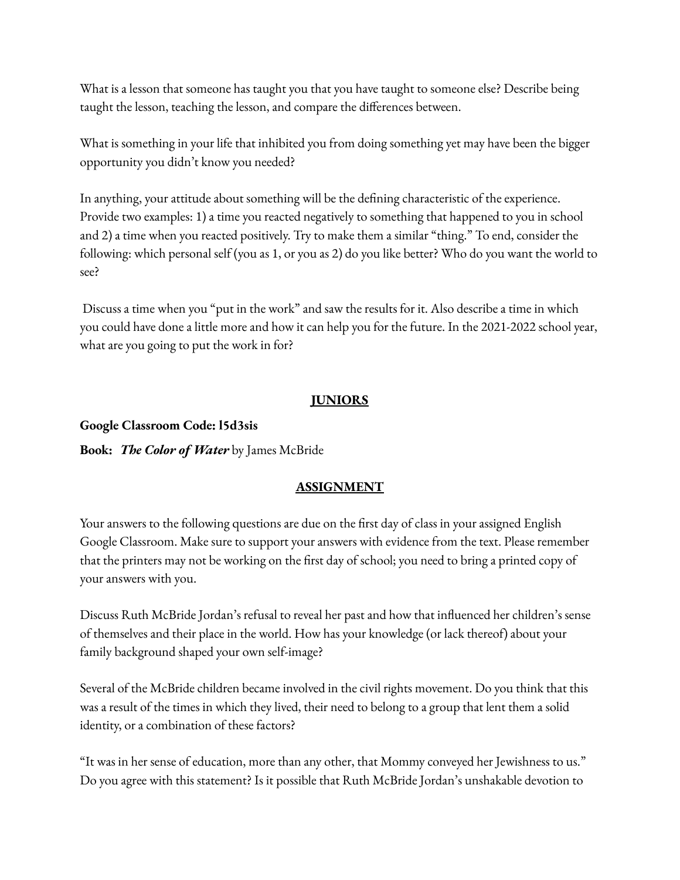What is a lesson that someone has taught you that you have taught to someone else? Describe being taught the lesson, teaching the lesson, and compare the differences between.

What is something in your life that inhibited you from doing something yet may have been the bigger opportunity you didn't know you needed?

In anything, your attitude about something will be the defining characteristic of the experience. Provide two examples: 1) a time you reacted negatively to something that happened to you in school and 2) a time when you reacted positively. Try to make them a similar "thing." To end, consider the following: which personal self (you as 1, or you as 2) do you like better? Who do you want the world to see?

Discuss a time when you "put in the work" and saw the results for it. Also describe a time in which you could have done a little more and how it can help you for the future. In the 2021-2022 school year, what are you going to put the work in for?

## JUNIORS

**Google Classroom Code: l5d3sis**

**Book:** ***The Color of Water*** by James McBride

## ASSIGNMENT

Your answers to the following questions are due on the first day of class in your assigned English Google Classroom. Make sure to support your answers with evidence from the text. Please remember that the printers may not be working on the first day of school; you need to bring a printed copy of your answers with you.

Discuss Ruth McBride Jordan's refusal to reveal her past and how that influenced her children's sense of themselves and their place in the world. How has your knowledge (or lack thereof) about your family background shaped your own self-image?

Several of the McBride children became involved in the civil rights movement. Do you think that this was a result of the times in which they lived, their need to belong to a group that lent them a solid identity, or a combination of these factors?

"It was in her sense of education, more than any other, that Mommy conveyed her Jewishness to us." Do you agree with this statement? Is it possible that Ruth McBride Jordan's unshakable devotion to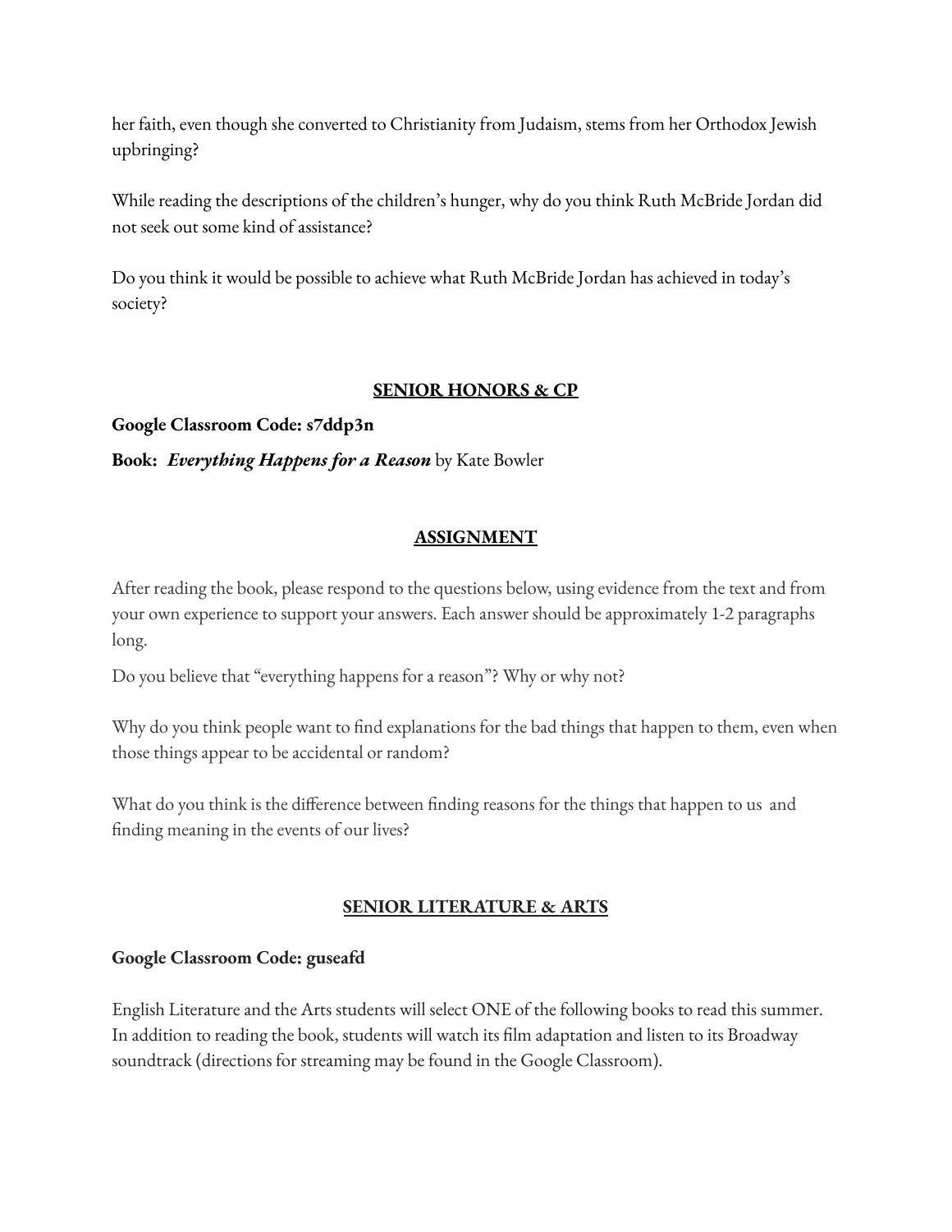her faith, even though she converted to Christianity from Judaism, stems from her Orthodox Jewish upbringing?

While reading the descriptions of the children's hunger, why do you think Ruth McBride Jordan did not seek out some kind of assistance?

Do you think it would be possible to achieve what Ruth McBride Jordan has achieved in today's society?

## SENIOR HONORS & CP

**Google Classroom Code: s7ddp3n**

**Book:** ***Everything Happens for a Reason*** by Kate Bowler

### ASSIGNMENT

After reading the book, please respond to the questions below, using evidence from the text and from your own experience to support your answers. Each answer should be approximately 1-2 paragraphs long.

Do you believe that "everything happens for a reason"? Why or why not?

Why do you think people want to find explanations for the bad things that happen to them, even when those things appear to be accidental or random?

What do you think is the difference between finding reasons for the things that happen to us and finding meaning in the events of our lives?

## SENIOR LITERATURE & ARTS

**Google Classroom Code: guseafd**

English Literature and the Arts students will select ONE of the following books to read this summer. In addition to reading the book, students will watch its film adaptation and listen to its Broadway soundtrack (directions for streaming may be found in the Google Classroom).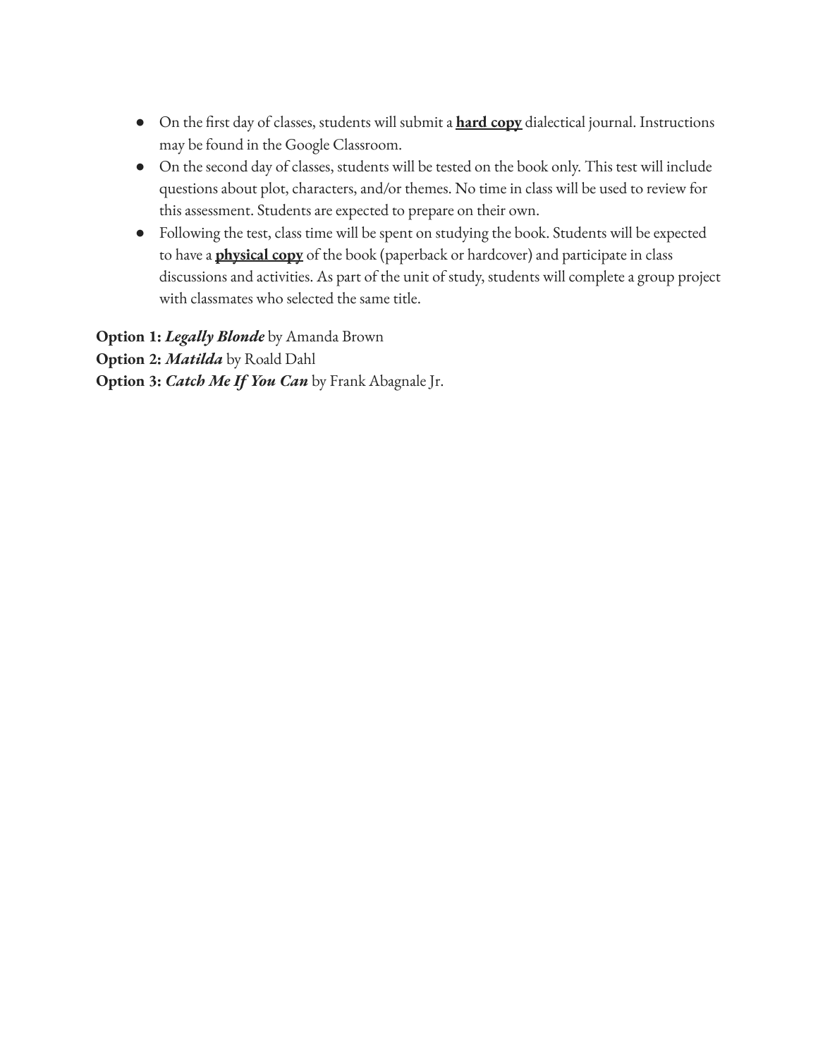- On the first day of classes, students will submit a **hard copy** dialectical journal. Instructions may be found in the Google Classroom.
- On the second day of classes, students will be tested on the book only. This test will include questions about plot, characters, and/or themes. No time in class will be used to review for this assessment. Students are expected to prepare on their own.
- Following the test, class time will be spent on studying the book. Students will be expected to have a **physical copy** of the book (paperback or hardcover) and participate in class discussions and activities. As part of the unit of study, students will complete a group project with classmates who selected the same title.

**Option 1:** ***Legally Blonde*** by Amanda Brown
**Option 2:** ***Matilda*** by Roald Dahl
**Option 3:** ***Catch Me If You Can*** by Frank Abagnale Jr.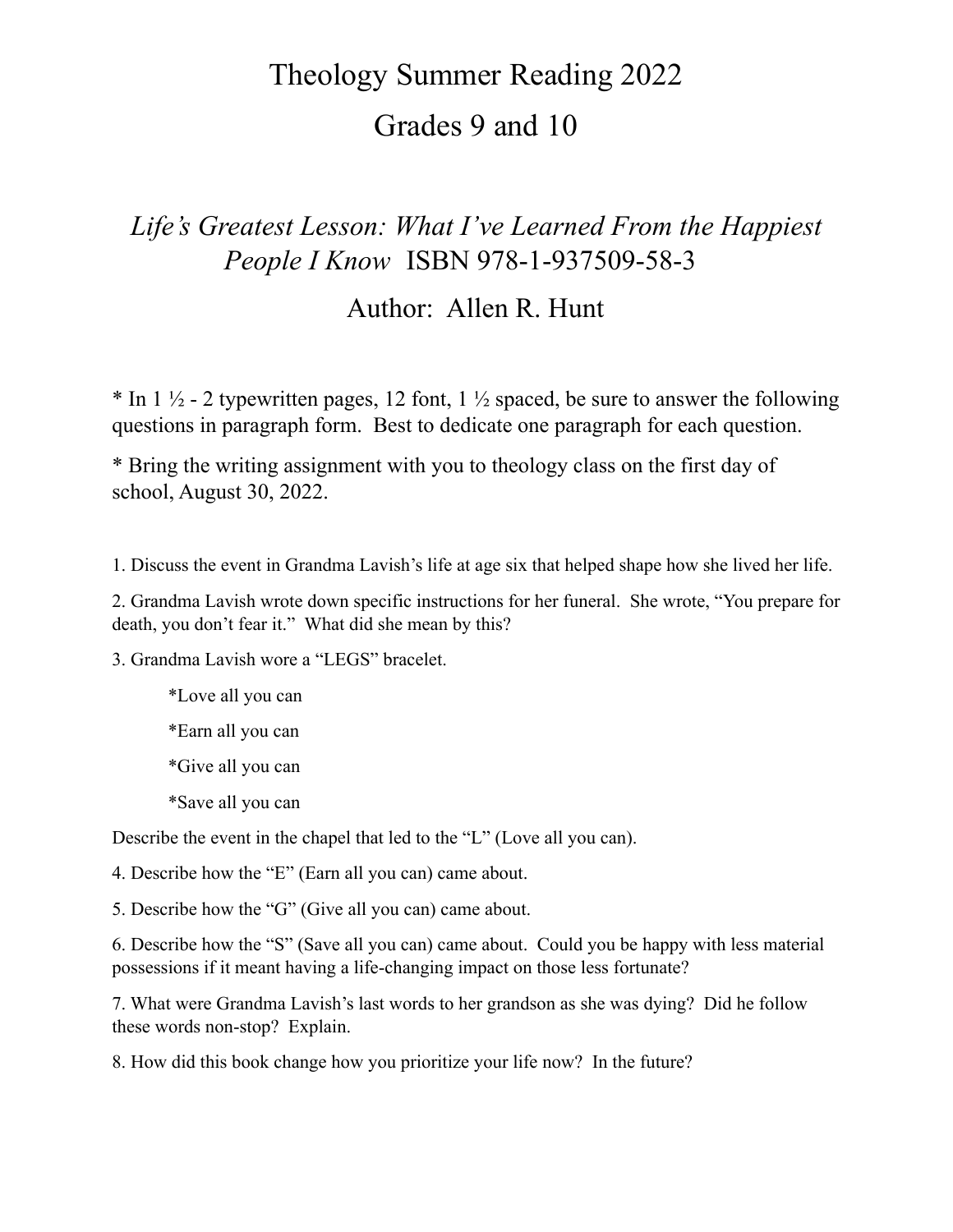# Theology Summer Reading 2022

# Grades 9 and 10

## *Life's Greatest Lesson: What I've Learned From the Happiest People I Know* ISBN 978-1-937509-58-3

## Author: Allen R. Hunt

* In 1 ½ - 2 typewritten pages, 12 font, 1 ½ spaced, be sure to answer the following questions in paragraph form. Best to dedicate one paragraph for each question.

* Bring the writing assignment with you to theology class on the first day of school, August 30, 2022.

1. Discuss the event in Grandma Lavish's life at age six that helped shape how she lived her life.

2. Grandma Lavish wrote down specific instructions for her funeral. She wrote, "You prepare for death, you don't fear it." What did she mean by this?

3. Grandma Lavish wore a "LEGS" bracelet.

    *Love all you can

    *Earn all you can

    *Give all you can

    *Save all you can

Describe the event in the chapel that led to the "L" (Love all you can).

4. Describe how the "E" (Earn all you can) came about.

5. Describe how the "G" (Give all you can) came about.

6. Describe how the "S" (Save all you can) came about. Could you be happy with less material possessions if it meant having a life-changing impact on those less fortunate?

7. What were Grandma Lavish's last words to her grandson as she was dying? Did he follow these words non-stop? Explain.

8. How did this book change how you prioritize your life now? In the future?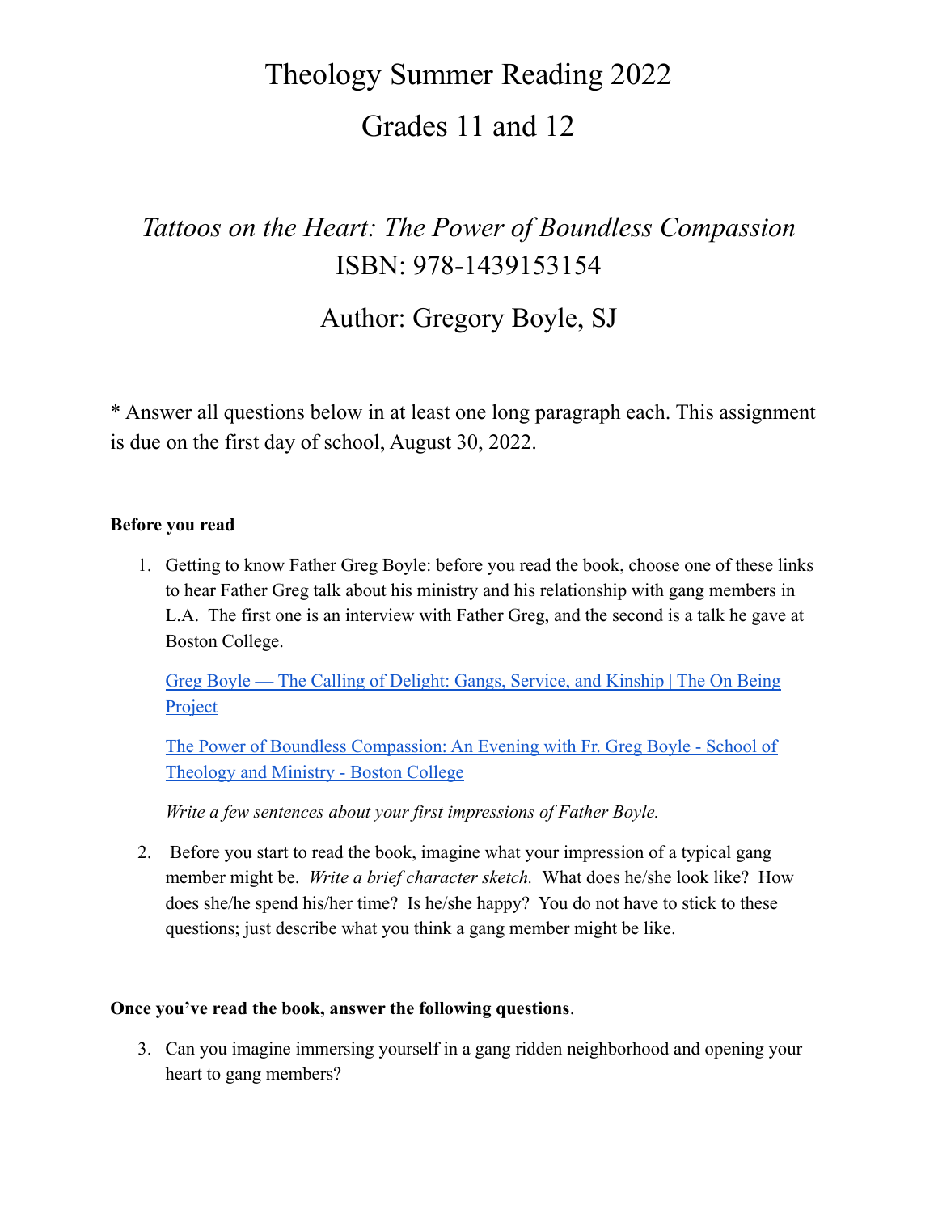# Theology Summer Reading 2022

# Grades 11 and 12

## *Tattoos on the Heart: The Power of Boundless Compassion*

## ISBN: 978-1439153154

## Author: Gregory Boyle, SJ

* Answer all questions below in at least one long paragraph each. This assignment is due on the first day of school, August 30, 2022.

**Before you read**

1. Getting to know Father Greg Boyle: before you read the book, choose one of these links to hear Father Greg talk about his ministry and his relationship with gang members in L.A. The first one is an interview with Father Greg, and the second is a talk he gave at Boston College.

   Greg Boyle — The Calling of Delight: Gangs, Service, and Kinship | The On Being Project

   The Power of Boundless Compassion: An Evening with Fr. Greg Boyle - School of Theology and Ministry - Boston College

   *Write a few sentences about your first impressions of Father Boyle.*

2. Before you start to read the book, imagine what your impression of a typical gang member might be. *Write a brief character sketch.* What does he/she look like? How does she/he spend his/her time? Is he/she happy? You do not have to stick to these questions; just describe what you think a gang member might be like.

**Once you've read the book, answer the following questions**.

3. Can you imagine immersing yourself in a gang ridden neighborhood and opening your heart to gang members?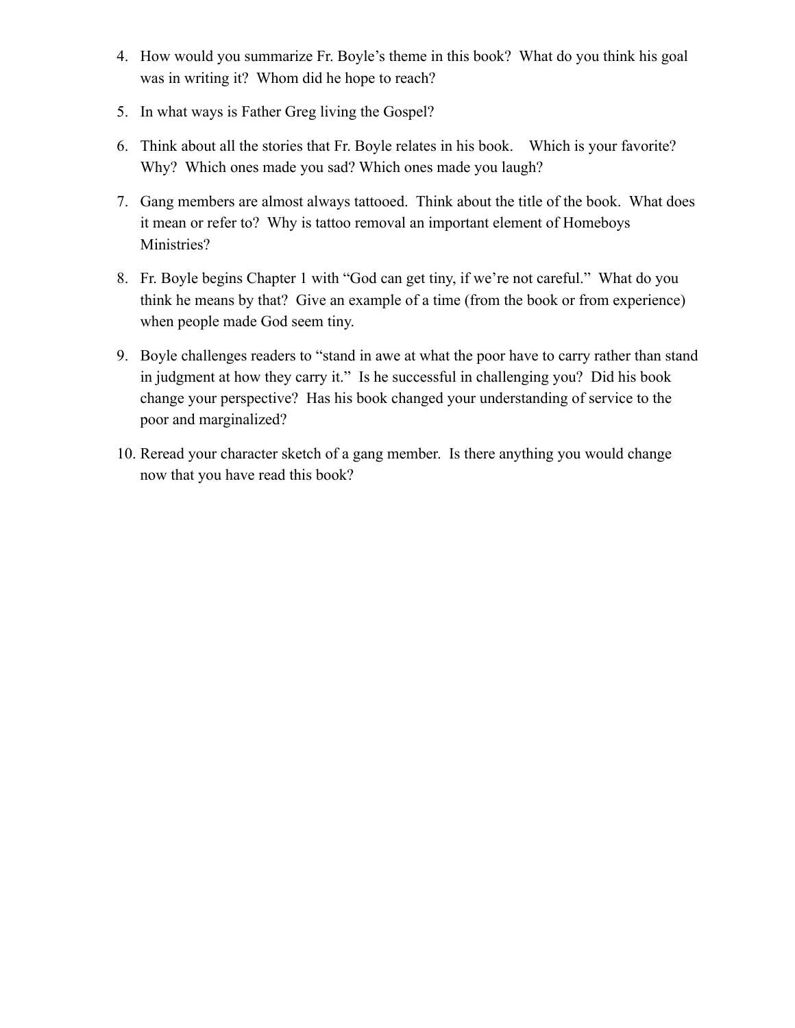4. How would you summarize Fr. Boyle's theme in this book? What do you think his goal was in writing it? Whom did he hope to reach?
5. In what ways is Father Greg living the Gospel?
6. Think about all the stories that Fr. Boyle relates in his book. Which is your favorite? Why? Which ones made you sad? Which ones made you laugh?
7. Gang members are almost always tattooed. Think about the title of the book. What does it mean or refer to? Why is tattoo removal an important element of Homeboys Ministries?
8. Fr. Boyle begins Chapter 1 with "God can get tiny, if we're not careful." What do you think he means by that? Give an example of a time (from the book or from experience) when people made God seem tiny.
9. Boyle challenges readers to "stand in awe at what the poor have to carry rather than stand in judgment at how they carry it." Is he successful in challenging you? Did his book change your perspective? Has his book changed your understanding of service to the poor and marginalized?
10. Reread your character sketch of a gang member. Is there anything you would change now that you have read this book?